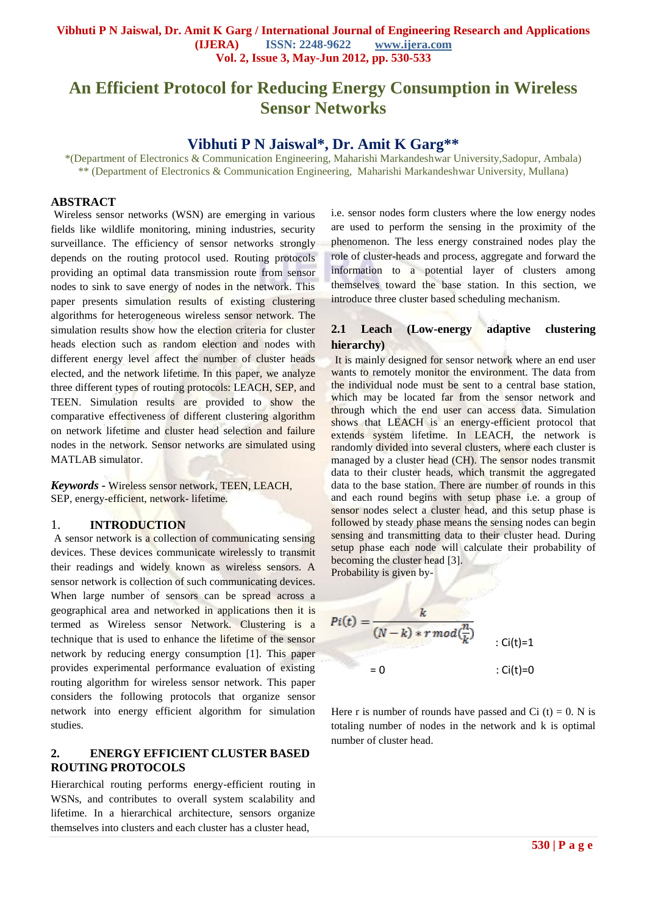# An Efficient Protocol for Reducing Energy Consumption in Wireless Sensor Networks

## Vibhuti P N Jaiswal*, Dr. Amit K Garg**

*(Department of Electronics & Communication Engineering, Maharishi Markandeshwar University,Sadopur, Ambala)
** (Department of Electronics & Communication Engineering, Maharishi Markandeshwar University, Mullana)

## ABSTRACT

Wireless sensor networks (WSN) are emerging in various fields like wildlife monitoring, mining industries, security surveillance. The efficiency of sensor networks strongly depends on the routing protocol used. Routing protocols providing an optimal data transmission route from sensor nodes to sink to save energy of nodes in the network. This paper presents simulation results of existing clustering algorithms for heterogeneous wireless sensor network. The simulation results show how the election criteria for cluster heads election such as random election and nodes with different energy level affect the number of cluster heads elected, and the network lifetime. In this paper, we analyze three different types of routing protocols: LEACH, SEP, and TEEN. Simulation results are provided to show the comparative effectiveness of different clustering algorithm on network lifetime and cluster head selection and failure nodes in the network. Sensor networks are simulated using MATLAB simulator.

***Keywords*** **-** Wireless sensor network, TEEN, LEACH, SEP, energy-efficient, network- lifetime.

## 1. INTRODUCTION

A sensor network is a collection of communicating sensing devices. These devices communicate wirelessly to transmit their readings and widely known as wireless sensors. A sensor network is collection of such communicating devices. When large number of sensors can be spread across a geographical area and networked in applications then it is termed as Wireless sensor Network. Clustering is a technique that is used to enhance the lifetime of the sensor network by reducing energy consumption [1]. This paper provides experimental performance evaluation of existing routing algorithm for wireless sensor network. This paper considers the following protocols that organize sensor network into energy efficient algorithm for simulation studies.

## 2. ENERGY EFFICIENT CLUSTER BASED ROUTING PROTOCOLS

Hierarchical routing performs energy-efficient routing in WSNs, and contributes to overall system scalability and lifetime. In a hierarchical architecture, sensors organize themselves into clusters and each cluster has a cluster head, i.e. sensor nodes form clusters where the low energy nodes are used to perform the sensing in the proximity of the phenomenon. The less energy constrained nodes play the role of cluster-heads and process, aggregate and forward the information to a potential layer of clusters among themselves toward the base station. In this section, we introduce three cluster based scheduling mechanism.

### 2.1 Leach (Low-energy adaptive clustering hierarchy)

It is mainly designed for sensor network where an end user wants to remotely monitor the environment. The data from the individual node must be sent to a central base station, which may be located far from the sensor network and through which the end user can access data. Simulation shows that LEACH is an energy-efficient protocol that extends system lifetime. In LEACH, the network is randomly divided into several clusters, where each cluster is managed by a cluster head (CH). The sensor nodes transmit data to their cluster heads, which transmit the aggregated data to the base station. There are number of rounds in this and each round begins with setup phase i.e. a group of sensor nodes select a cluster head, and this setup phase is followed by steady phase means the sensing nodes can begin sensing and transmitting data to their cluster head. During setup phase each node will calculate their probability of becoming the cluster head [3].

Probability is given by-

$$P_i(t) = \frac{k}{(N-k) * r \bmod\left(\frac{n}{k}\right)} \quad : C_i(t)=1$$

$$= 0 \quad : C_i(t)=0$$

Here r is number of rounds have passed and Ci (t) = 0. N is totaling number of nodes in the network and k is optimal number of cluster head.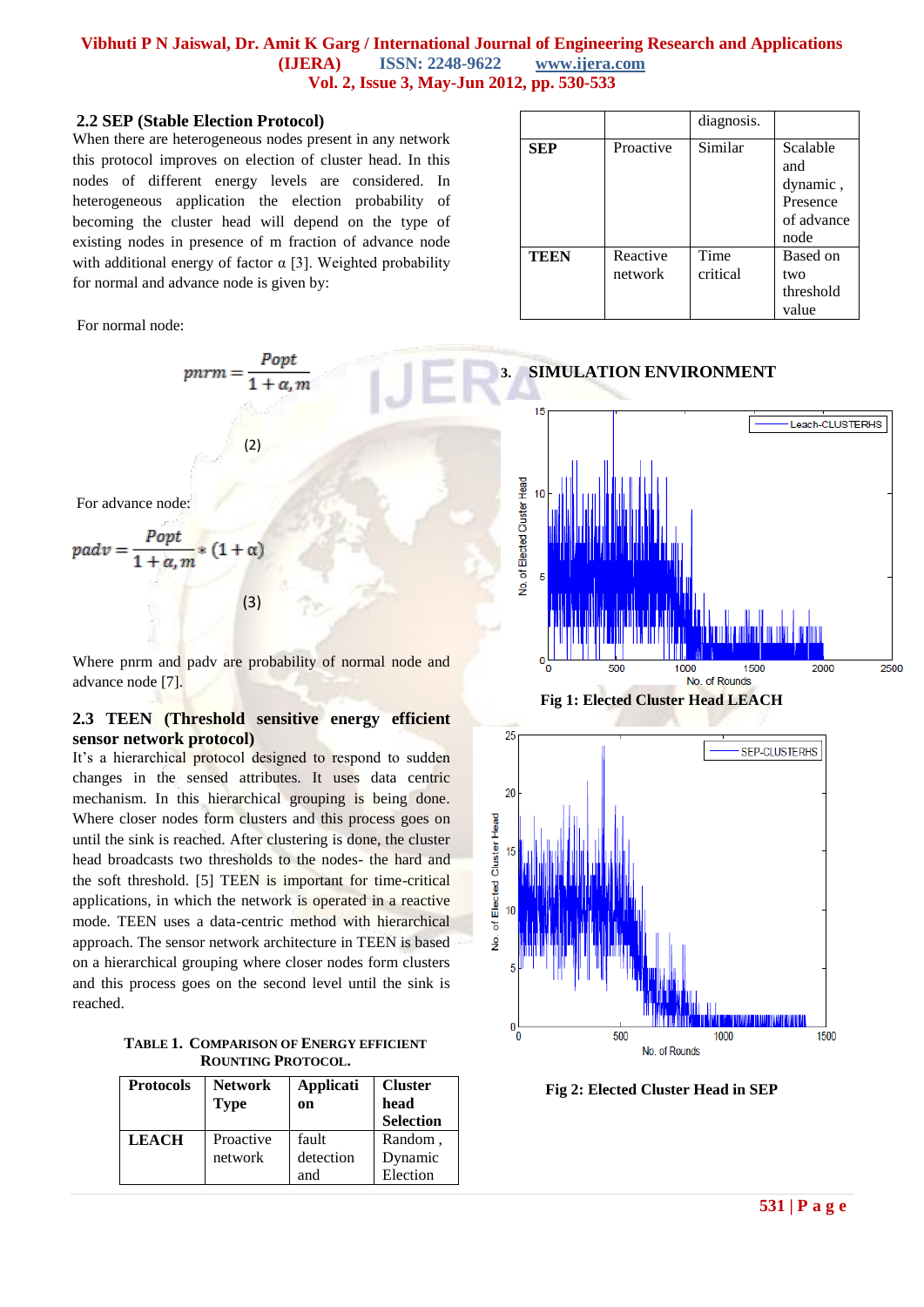### 2.2 SEP (Stable Election Protocol)

When there are heterogeneous nodes present in any network this protocol improves on election of cluster head. In this nodes of different energy levels are considered. In heterogeneous application the election probability of becoming the cluster head will depend on the type of existing nodes in presence of m fraction of advance node with additional energy of factor α [3]. Weighted probability for normal and advance node is given by:

For normal node:

$$pnrm = \frac{Popt}{1 + \alpha, m} \quad (2)$$

For advance node:

$$padv = \frac{Popt}{1 + \alpha, m} * (1 + \alpha) \quad (3)$$

Where pnrm and padv are probability of normal node and advance node [7].

### 2.3 TEEN (Threshold sensitive energy efficient sensor network protocol)

It's a hierarchical protocol designed to respond to sudden changes in the sensed attributes. It uses data centric mechanism. In this hierarchical grouping is being done. Where closer nodes form clusters and this process goes on until the sink is reached. After clustering is done, the cluster head broadcasts two thresholds to the nodes- the hard and the soft threshold. [5] TEEN is important for time-critical applications, in which the network is operated in a reactive mode. TEEN uses a data-centric method with hierarchical approach. The sensor network architecture in TEEN is based on a hierarchical grouping where closer nodes form clusters and this process goes on the second level until the sink is reached.

TABLE 1. COMPARISON OF ENERGY EFFICIENT ROUNTING PROTOCOL.

| Protocols | Network Type | Application | Cluster head Selection |
|---|---|---|---|
| LEACH | Proactive network | fault detection and diagnosis. | Random , Dynamic Election |
| SEP | Proactive | Similar | Scalable and dynamic , Presence of advance node |
| TEEN | Reactive network | Time critical | Based on two threshold value |

## 3. SIMULATION ENVIRONMENT

Fig 1: Elected Cluster Head LEACH

Fig 2: Elected Cluster Head in SEP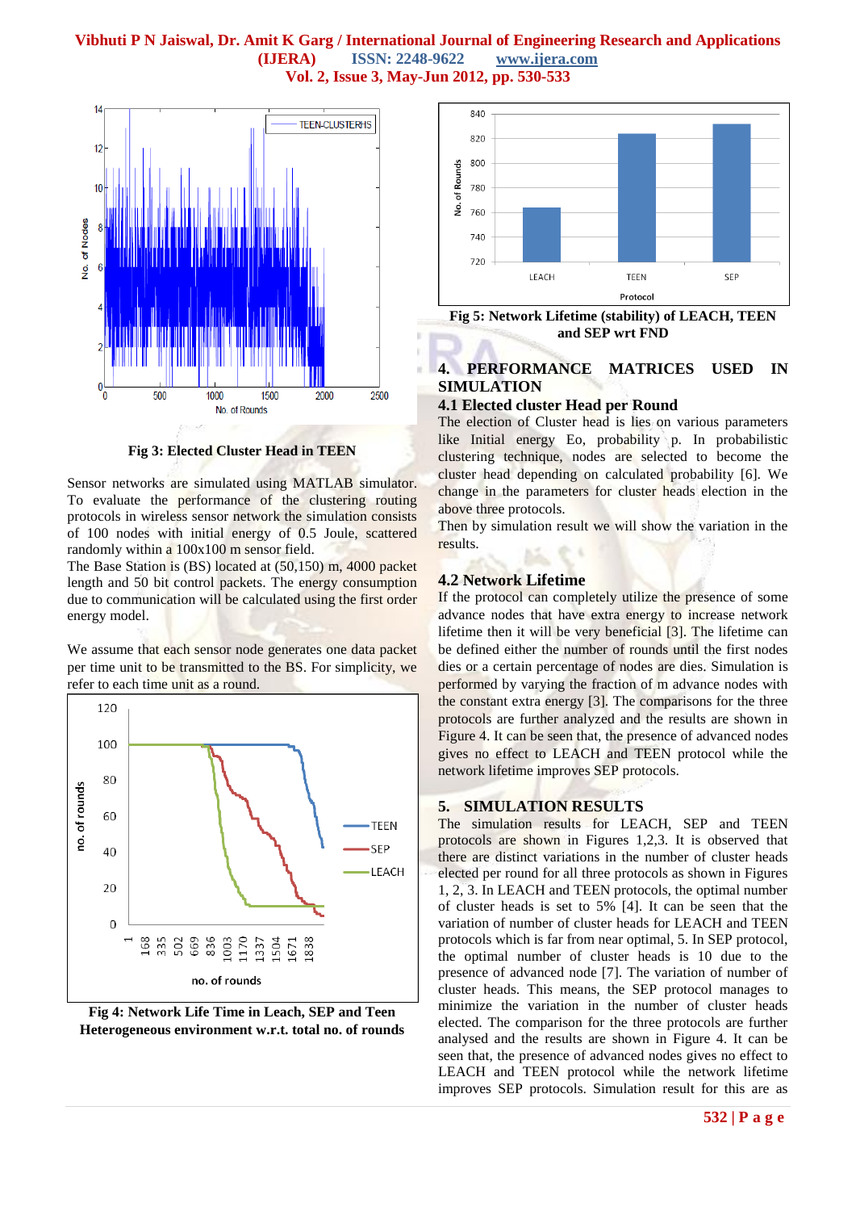Fig 3: Elected Cluster Head in TEEN

Sensor networks are simulated using MATLAB simulator. To evaluate the performance of the clustering routing protocols in wireless sensor network the simulation consists of 100 nodes with initial energy of 0.5 Joule, scattered randomly within a 100x100 m sensor field.

The Base Station is (BS) located at (50,150) m, 4000 packet length and 50 bit control packets. The energy consumption due to communication will be calculated using the first order energy model.

We assume that each sensor node generates one data packet per time unit to be transmitted to the BS. For simplicity, we refer to each time unit as a round.

**Fig 4: Network Life Time in Leach, SEP and Teen Heterogeneous environment w.r.t. total no. of rounds**

**Fig 5: Network Lifetime (stability) of LEACH, TEEN and SEP wrt FND**

## 4. PERFORMANCE MATRICES USED IN SIMULATION

### 4.1 Elected cluster Head per Round

The election of Cluster head is lies on various parameters like Initial energy Eo, probability p. In probabilistic clustering technique, nodes are selected to become the cluster head depending on calculated probability [6]. We change in the parameters for cluster heads election in the above three protocols.

Then by simulation result we will show the variation in the results.

### 4.2 Network Lifetime

If the protocol can completely utilize the presence of some advance nodes that have extra energy to increase network lifetime then it will be very beneficial [3]. The lifetime can be defined either the number of rounds until the first nodes dies or a certain percentage of nodes are dies. Simulation is performed by varying the fraction of m advance nodes with the constant extra energy [3]. The comparisons for the three protocols are further analyzed and the results are shown in Figure 4. It can be seen that, the presence of advanced nodes gives no effect to LEACH and TEEN protocol while the network lifetime improves SEP protocols.

## 5. SIMULATION RESULTS

The simulation results for LEACH, SEP and TEEN protocols are shown in Figures 1,2,3. It is observed that there are distinct variations in the number of cluster heads elected per round for all three protocols as shown in Figures 1, 2, 3. In LEACH and TEEN protocols, the optimal number of cluster heads is set to 5% [4]. It can be seen that the variation of number of cluster heads for LEACH and TEEN protocols which is far from near optimal, 5. In SEP protocol, the optimal number of cluster heads is 10 due to the presence of advanced node [7]. The variation of number of cluster heads. This means, the SEP protocol manages to minimize the variation in the number of cluster heads elected. The comparison for the three protocols are further analysed and the results are shown in Figure 4. It can be seen that, the presence of advanced nodes gives no effect to LEACH and TEEN protocol while the network lifetime improves SEP protocols. Simulation result for this are as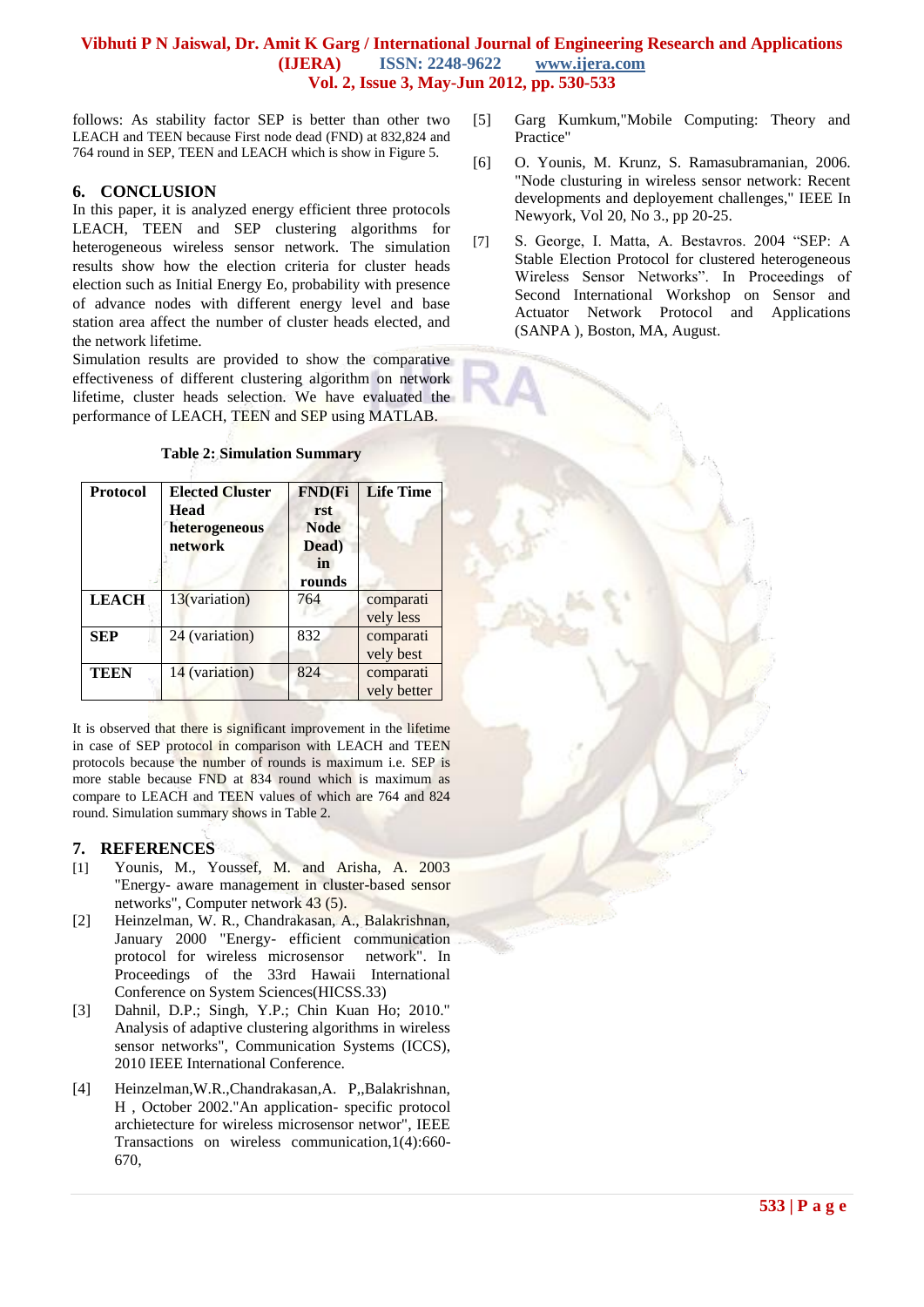follows: As stability factor SEP is better than other two LEACH and TEEN because First node dead (FND) at 832,824 and 764 round in SEP, TEEN and LEACH which is show in Figure 5.

## 6. CONCLUSION

In this paper, it is analyzed energy efficient three protocols LEACH, TEEN and SEP clustering algorithms for heterogeneous wireless sensor network. The simulation results show how the election criteria for cluster heads election such as Initial Energy Eo, probability with presence of advance nodes with different energy level and base station area affect the number of cluster heads elected, and the network lifetime.

Simulation results are provided to show the comparative effectiveness of different clustering algorithm on network lifetime, cluster heads selection. We have evaluated the performance of LEACH, TEEN and SEP using MATLAB.

**Table 2: Simulation Summary**

| Protocol | Elected Cluster Head heterogeneous network | FND(First Node Dead) in rounds | Life Time |
|---|---|---|---|
| **LEACH** | 13(variation) | 764 | comparatively less |
| **SEP** | 24 (variation) | 832 | comparatively best |
| **TEEN** | 14 (variation) | 824 | comparatively better |

It is observed that there is significant improvement in the lifetime in case of SEP protocol in comparison with LEACH and TEEN protocols because the number of rounds is maximum i.e. SEP is more stable because FND at 834 round which is maximum as compare to LEACH and TEEN values of which are 764 and 824 round. Simulation summary shows in Table 2.

## 7. REFERENCES

[1] Younis, M., Youssef, M. and Arisha, A. 2003 "Energy- aware management in cluster-based sensor networks", Computer network 43 (5).

[2] Heinzelman, W. R., Chandrakasan, A., Balakrishnan, January 2000 "Energy- efficient communication protocol for wireless microsensor network". In Proceedings of the 33rd Hawaii International Conference on System Sciences(HICSS.33)

[3] Dahnil, D.P.; Singh, Y.P.; Chin Kuan Ho; 2010." Analysis of adaptive clustering algorithms in wireless sensor networks", Communication Systems (ICCS), 2010 IEEE International Conference.

[4] Heinzelman,W.R.,Chandrakasan,A. P,,Balakrishnan, H , October 2002."An application- specific protocol archietecture for wireless microsensor networ", IEEE Transactions on wireless communication,1(4):660-670,

[5] Garg Kumkum,"Mobile Computing: Theory and Practice"

[6] O. Younis, M. Krunz, S. Ramasubramanian, 2006. "Node clusturing in wireless sensor network: Recent developments and deployement challenges," IEEE In Newyork, Vol 20, No 3., pp 20-25.

[7] S. George, I. Matta, A. Bestavros. 2004 "SEP: A Stable Election Protocol for clustered heterogeneous Wireless Sensor Networks". In Proceedings of Second International Workshop on Sensor and Actuator Network Protocol and Applications (SANPA ), Boston, MA, August.